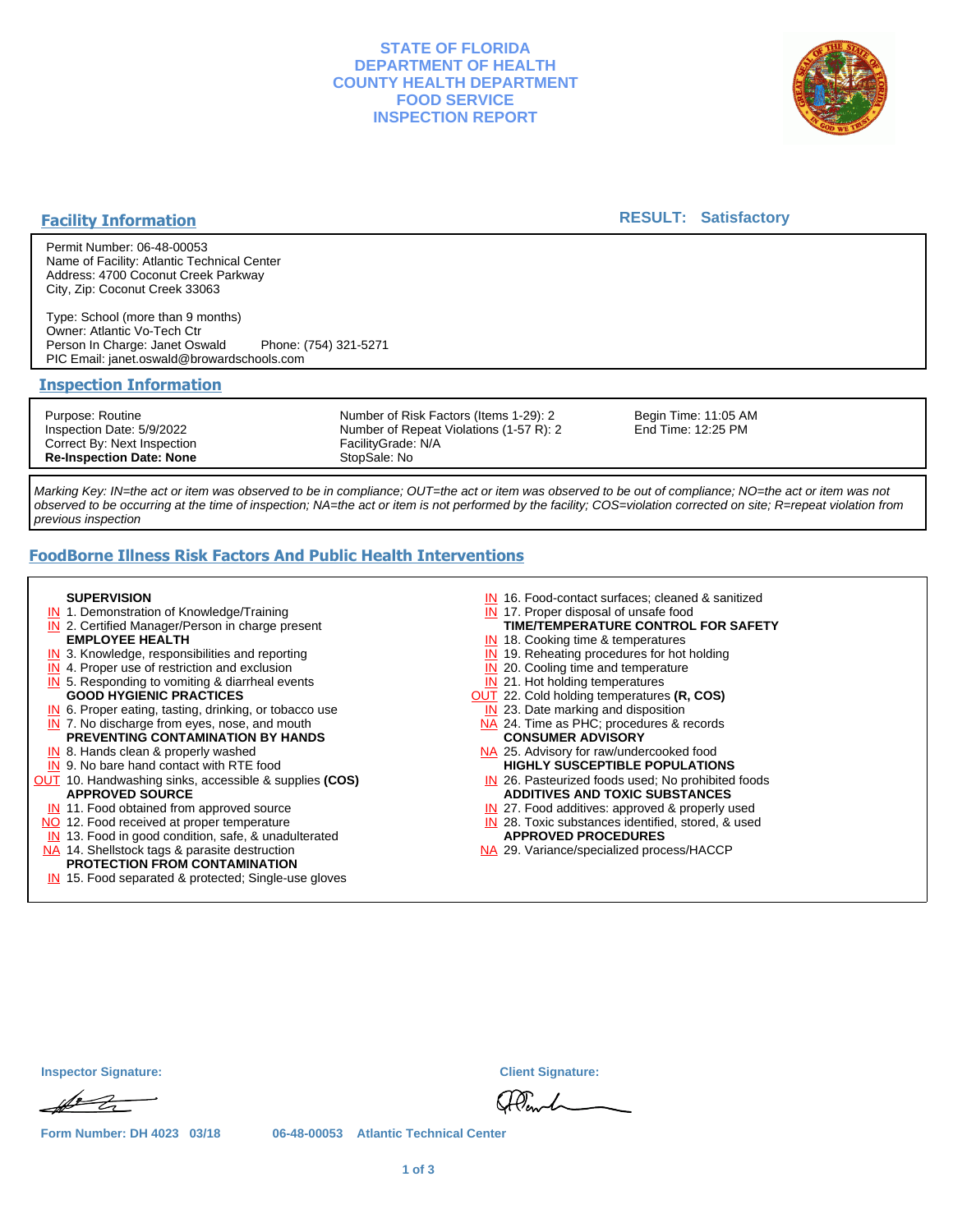# STATE OF FLORIDA
# DEPARTMENT OF HEALTH
# COUNTY HEALTH DEPARTMENT
# FOOD SERVICE
# INSPECTION REPORT

## Facility Information

**RESULT: Satisfactory**

Permit Number: 06-48-00053
Name of Facility: Atlantic Technical Center
Address: 4700 Coconut Creek Parkway
City, Zip: Coconut Creek 33063

Type: School (more than 9 months)
Owner: Atlantic Vo-Tech Ctr
Person In Charge: Janet Oswald Phone: (754) 321-5271
PIC Email: janet.oswald@browardschools.com

## Inspection Information

| | | |
|---|---|---|
| Purpose: Routine | Number of Risk Factors (Items 1-29): 2 | Begin Time: 11:05 AM |
| Inspection Date: 5/9/2022 | Number of Repeat Violations (1-57 R): 2 | End Time: 12:25 PM |
| Correct By: Next Inspection | FacilityGrade: N/A | |
| **Re-Inspection Date: None** | StopSale: No | |

*Marking Key: IN=the act or item was observed to be in compliance; OUT=the act or item was observed to be out of compliance; NO=the act or item was not observed to be occurring at the time of inspection; NA=the act or item is not performed by the facility; COS=violation corrected on site; R=repeat violation from previous inspection*

## FoodBorne Illness Risk Factors And Public Health Interventions

**SUPERVISION**
- IN 1. Demonstration of Knowledge/Training
- IN 2. Certified Manager/Person in charge present

**EMPLOYEE HEALTH**
- IN 3. Knowledge, responsibilities and reporting
- IN 4. Proper use of restriction and exclusion
- IN 5. Responding to vomiting & diarrheal events

**GOOD HYGIENIC PRACTICES**
- IN 6. Proper eating, tasting, drinking, or tobacco use
- IN 7. No discharge from eyes, nose, and mouth

**PREVENTING CONTAMINATION BY HANDS**
- IN 8. Hands clean & properly washed
- IN 9. No bare hand contact with RTE food
- OUT 10. Handwashing sinks, accessible & supplies **(COS)**

**APPROVED SOURCE**
- IN 11. Food obtained from approved source
- NO 12. Food received at proper temperature
- IN 13. Food in good condition, safe, & unadulterated
- NA 14. Shellstock tags & parasite destruction

**PROTECTION FROM CONTAMINATION**
- IN 15. Food separated & protected; Single-use gloves
- IN 16. Food-contact surfaces; cleaned & sanitized
- IN 17. Proper disposal of unsafe food

**TIME/TEMPERATURE CONTROL FOR SAFETY**
- IN 18. Cooking time & temperatures
- IN 19. Reheating procedures for hot holding
- IN 20. Cooling time and temperature
- IN 21. Hot holding temperatures
- OUT 22. Cold holding temperatures **(R, COS)**
- IN 23. Date marking and disposition
- NA 24. Time as PHC; procedures & records

**CONSUMER ADVISORY**
- NA 25. Advisory for raw/undercooked food

**HIGHLY SUSCEPTIBLE POPULATIONS**
- IN 26. Pasteurized foods used; No prohibited foods

**ADDITIVES AND TOXIC SUBSTANCES**
- IN 27. Food additives: approved & properly used
- IN 28. Toxic substances identified, stored, & used

**APPROVED PROCEDURES**
- NA 29. Variance/specialized process/HACCP

**Inspector Signature:** **Client Signature:**

Form Number: DH 4023 03/18 06-48-00053 Atlantic Technical Center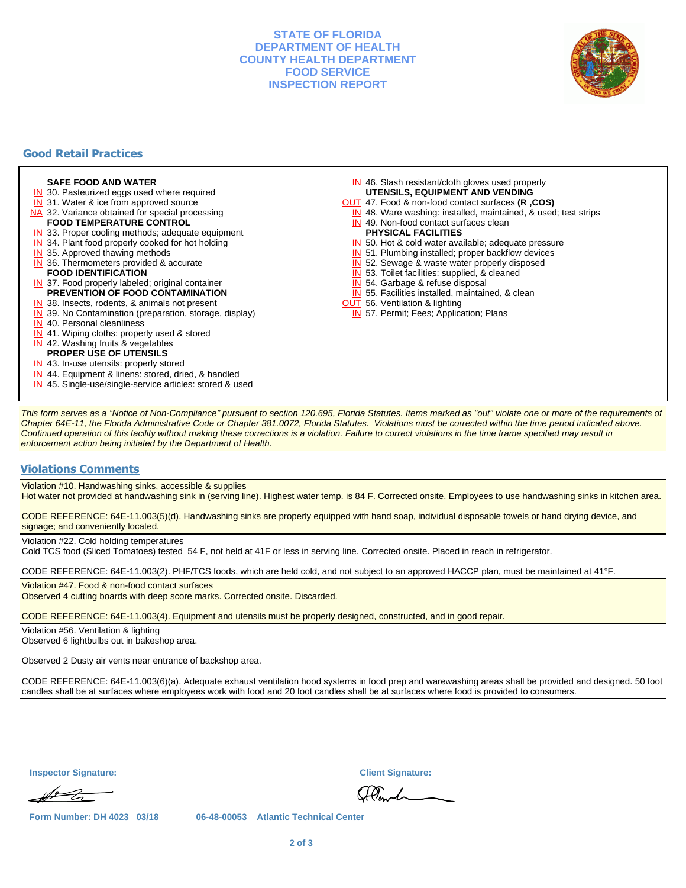# STATE OF FLORIDA
# DEPARTMENT OF HEALTH
# COUNTY HEALTH DEPARTMENT
# FOOD SERVICE
# INSPECTION REPORT

## Good Retail Practices

**SAFE FOOD AND WATER**
- IN 30. Pasteurized eggs used where required
- IN 31. Water & ice from approved source
- NA 32. Variance obtained for special processing

**FOOD TEMPERATURE CONTROL**
- IN 33. Proper cooling methods; adequate equipment
- IN 34. Plant food properly cooked for hot holding
- IN 35. Approved thawing methods
- IN 36. Thermometers provided & accurate

**FOOD IDENTIFICATION**
- IN 37. Food properly labeled; original container

**PREVENTION OF FOOD CONTAMINATION**
- IN 38. Insects, rodents, & animals not present
- IN 39. No Contamination (preparation, storage, display)
- IN 40. Personal cleanliness
- IN 41. Wiping cloths: properly used & stored
- IN 42. Washing fruits & vegetables

**PROPER USE OF UTENSILS**
- IN 43. In-use utensils: properly stored
- IN 44. Equipment & linens: stored, dried, & handled
- IN 45. Single-use/single-service articles: stored & used
- IN 46. Slash resistant/cloth gloves used properly

**UTENSILS, EQUIPMENT AND VENDING**
- OUT 47. Food & non-food contact surfaces **(R ,COS)**
- IN 48. Ware washing: installed, maintained, & used; test strips
- IN 49. Non-food contact surfaces clean

**PHYSICAL FACILITIES**
- IN 50. Hot & cold water available; adequate pressure
- IN 51. Plumbing installed; proper backflow devices
- IN 52. Sewage & waste water properly disposed
- IN 53. Toilet facilities: supplied, & cleaned
- IN 54. Garbage & refuse disposal
- IN 55. Facilities installed, maintained, & clean
- OUT 56. Ventilation & lighting
- IN 57. Permit; Fees; Application; Plans

*This form serves as a "Notice of Non-Compliance" pursuant to section 120.695, Florida Statutes. Items marked as "out" violate one or more of the requirements of Chapter 64E-11, the Florida Administrative Code or Chapter 381.0072, Florida Statutes. Violations must be corrected within the time period indicated above. Continued operation of this facility without making these corrections is a violation. Failure to correct violations in the time frame specified may result in enforcement action being initiated by the Department of Health.*

## Violations Comments

Violation #10. Handwashing sinks, accessible & supplies
Hot water not provided at handwashing sink in (serving line). Highest water temp. is 84 F. Corrected onsite. Employees to use handwashing sinks in kitchen area.

CODE REFERENCE: 64E-11.003(5)(d). Handwashing sinks are properly equipped with hand soap, individual disposable towels or hand drying device, and signage; and conveniently located.

Violation #22. Cold holding temperatures
Cold TCS food (Sliced Tomatoes) tested 54 F, not held at 41F or less in serving line. Corrected onsite. Placed in reach in refrigerator.

CODE REFERENCE: 64E-11.003(2). PHF/TCS foods, which are held cold, and not subject to an approved HACCP plan, must be maintained at 41°F.

Violation #47. Food & non-food contact surfaces
Observed 4 cutting boards with deep score marks. Corrected onsite. Discarded.

CODE REFERENCE: 64E-11.003(4). Equipment and utensils must be properly designed, constructed, and in good repair.

Violation #56. Ventilation & lighting
Observed 6 lightbulbs out in bakeshop area.

Observed 2 Dusty air vents near entrance of backshop area.

CODE REFERENCE: 64E-11.003(6)(a). Adequate exhaust ventilation hood systems in food prep and warewashing areas shall be provided and designed. 50 foot candles shall be at surfaces where employees work with food and 20 foot candles shall be at surfaces where food is provided to consumers.

**Inspector Signature:** 

**Client Signature:** 

**Form Number: DH 4023 03/18** **06-48-00053 Atlantic Technical Center**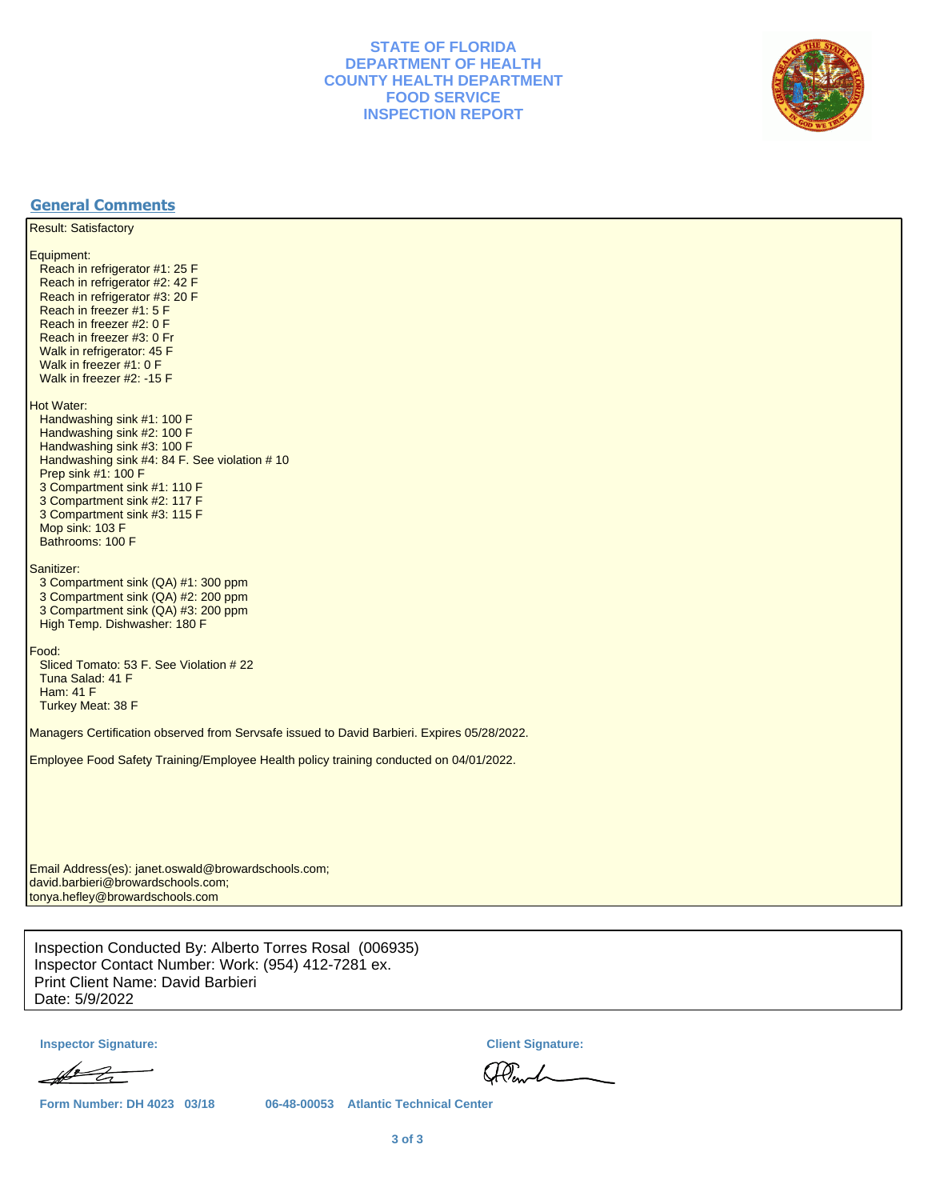STATE OF FLORIDA
DEPARTMENT OF HEALTH
COUNTY HEALTH DEPARTMENT
FOOD SERVICE
INSPECTION REPORT

## General Comments

Result: Satisfactory

Equipment:
- Reach in refrigerator #1: 25 F
- Reach in refrigerator #2: 42 F
- Reach in refrigerator #3: 20 F
- Reach in freezer #1: 5 F
- Reach in freezer #2: 0 F
- Reach in freezer #3: 0 Fr
- Walk in refrigerator: 45 F
- Walk in freezer #1: 0 F
- Walk in freezer #2: -15 F

Hot Water:
- Handwashing sink #1: 100 F
- Handwashing sink #2: 100 F
- Handwashing sink #3: 100 F
- Handwashing sink #4: 84 F. See violation # 10
- Prep sink #1: 100 F
- 3 Compartment sink #1: 110 F
- 3 Compartment sink #2: 117 F
- 3 Compartment sink #3: 115 F
- Mop sink: 103 F
- Bathrooms: 100 F

Sanitizer:
- 3 Compartment sink (QA) #1: 300 ppm
- 3 Compartment sink (QA) #2: 200 ppm
- 3 Compartment sink (QA) #3: 200 ppm
- High Temp. Dishwasher: 180 F

Food:
- Sliced Tomato: 53 F. See Violation # 22
- Tuna Salad: 41 F
- Ham: 41 F
- Turkey Meat: 38 F

Managers Certification observed from Servsafe issued to David Barbieri. Expires 05/28/2022.

Employee Food Safety Training/Employee Health policy training conducted on 04/01/2022.

Email Address(es): janet.oswald@browardschools.com;
david.barbieri@browardschools.com;
tonya.hefley@browardschools.com

Inspection Conducted By: Alberto Torres Rosal (006935)
Inspector Contact Number: Work: (954) 412-7281 ex.
Print Client Name: David Barbieri
Date: 5/9/2022

**Inspector Signature:**

**Client Signature:**

Form Number: DH 4023 03/18 06-48-00053 Atlantic Technical Center